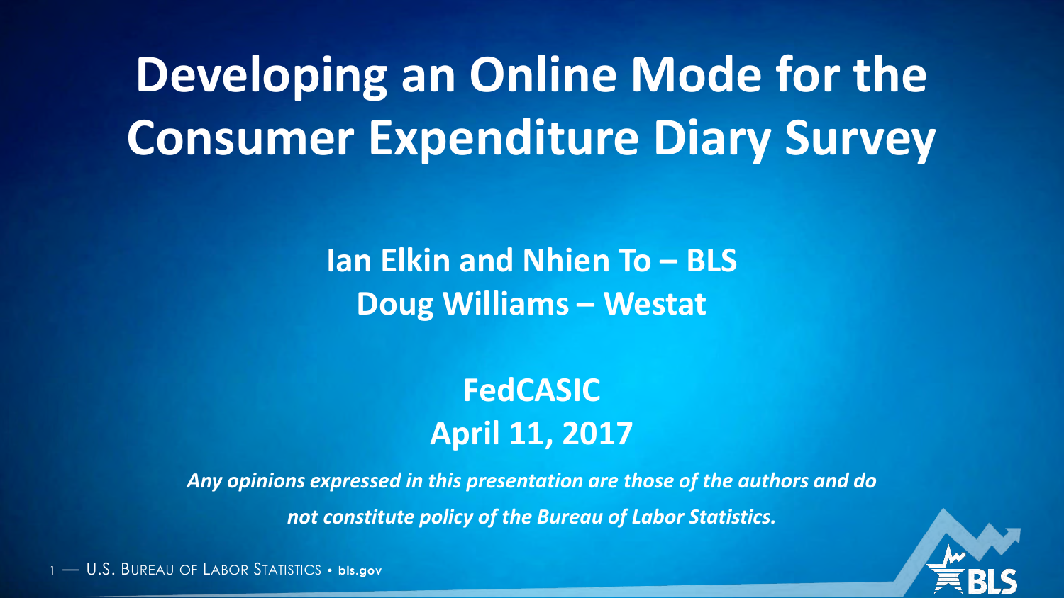# Developing an Online Mode for the Consumer Expenditure Diary Survey

**Ian Elkin and Nhien To – BLS**
**Doug Williams – Westat**

**FedCASIC**
**April 11, 2017**

***Any opinions expressed in this presentation are those of the authors and do not constitute policy of the Bureau of Labor Statistics.***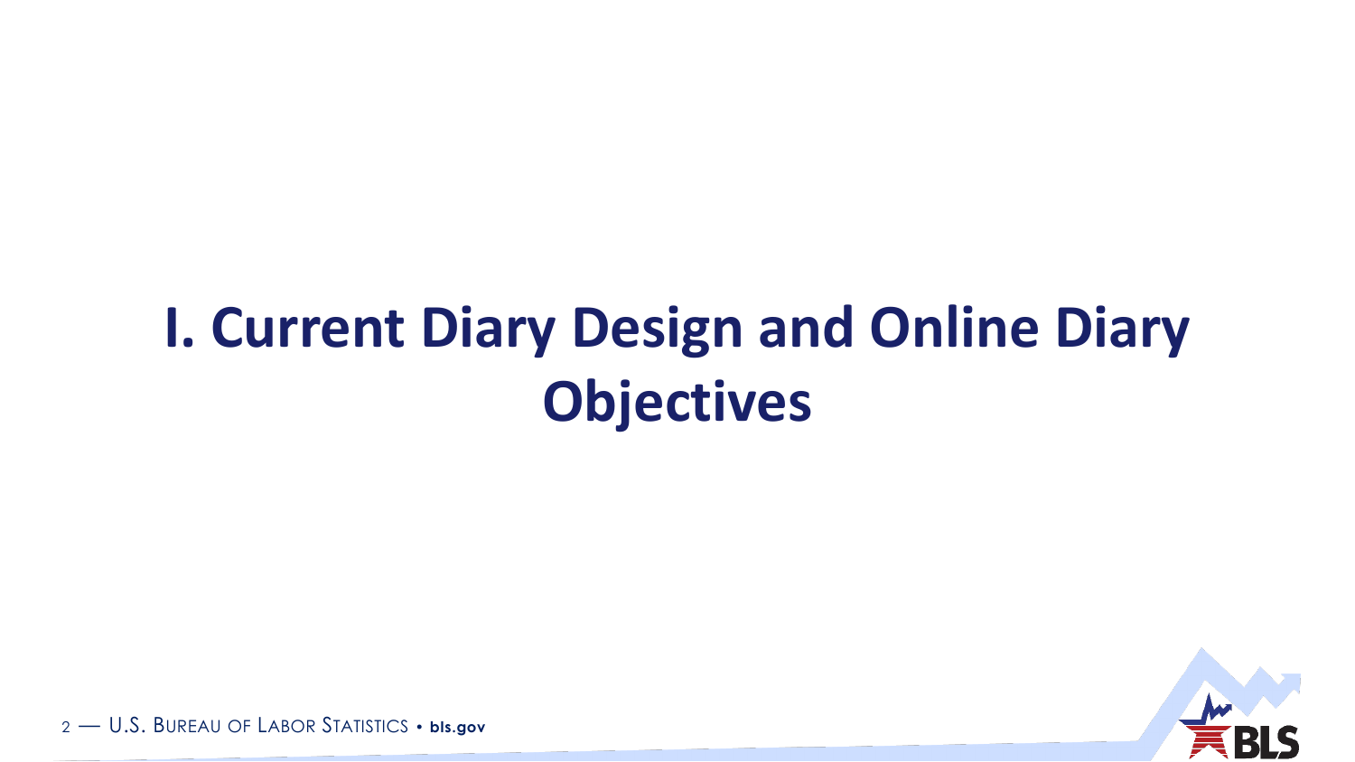# I. Current Diary Design and Online Diary Objectives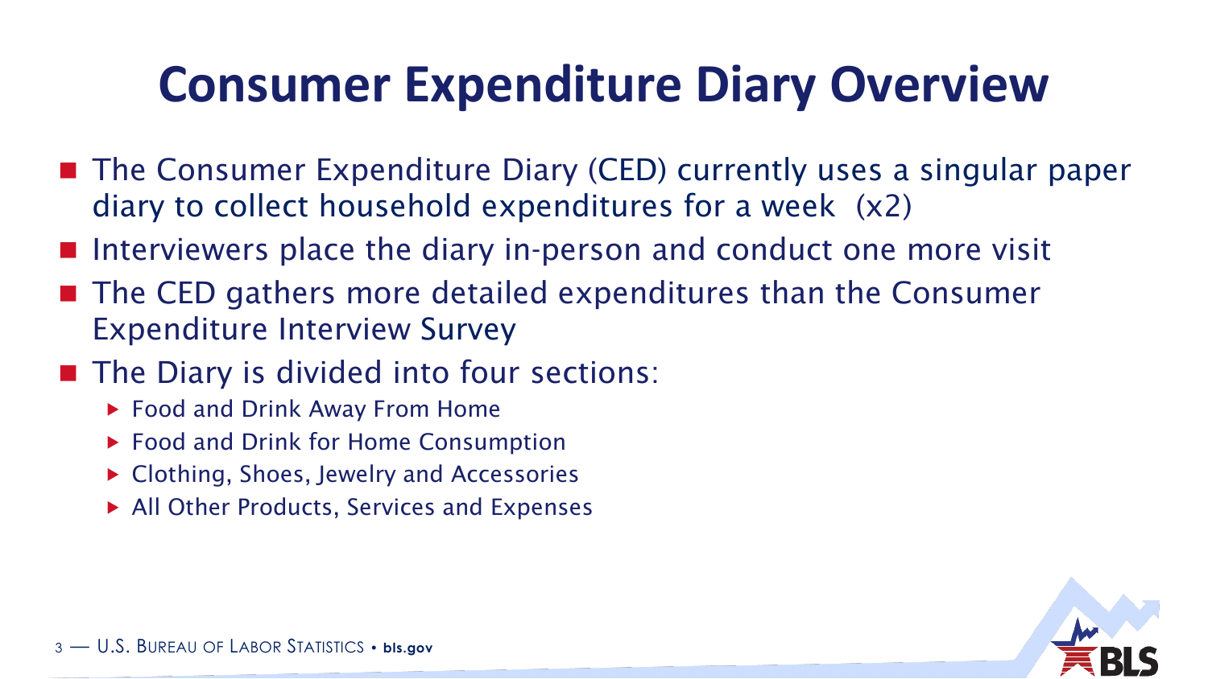# Consumer Expenditure Diary Overview

- The Consumer Expenditure Diary (CED) currently uses a singular paper diary to collect household expenditures for a week (x2)
- Interviewers place the diary in-person and conduct one more visit
- The CED gathers more detailed expenditures than the Consumer Expenditure Interview Survey
- The Diary is divided into four sections:
  - Food and Drink Away From Home
  - Food and Drink for Home Consumption
  - Clothing, Shoes, Jewelry and Accessories
  - All Other Products, Services and Expenses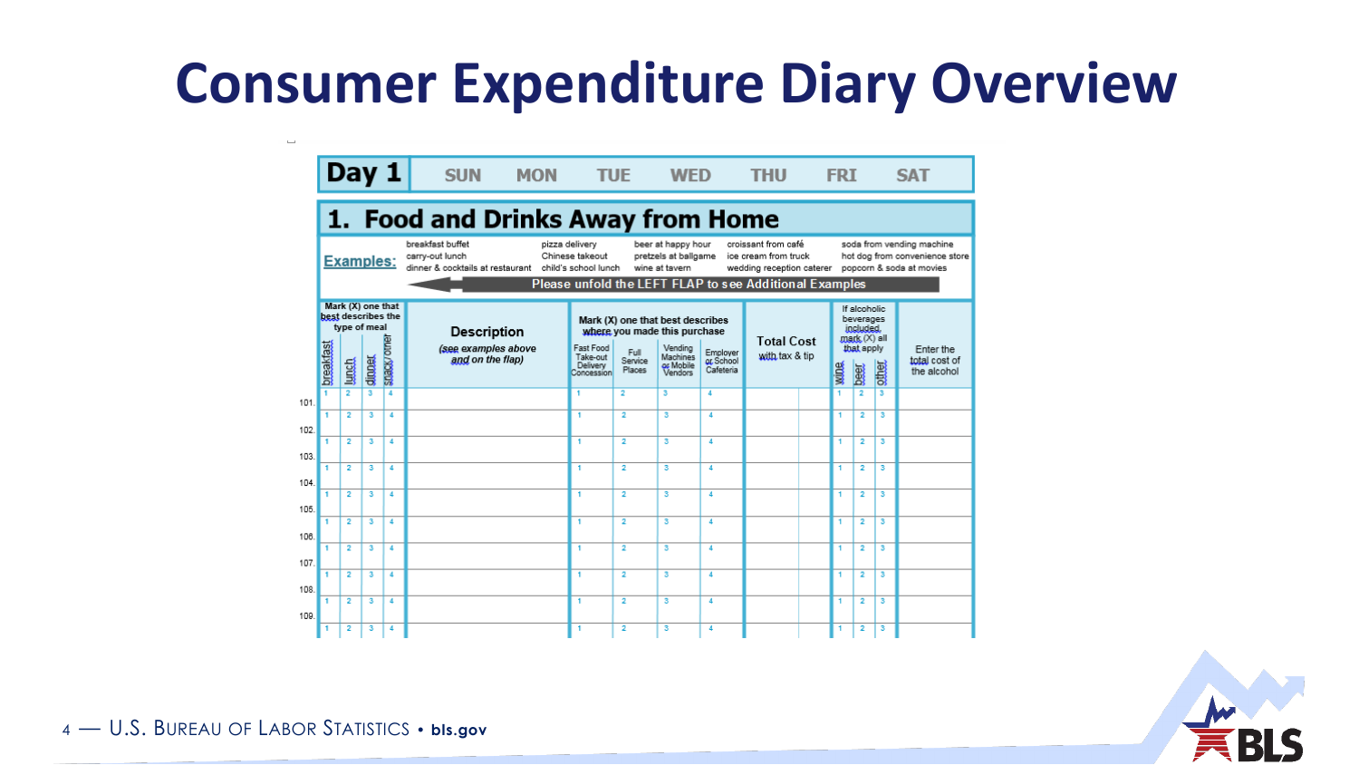# Consumer Expenditure Diary Overview

## Day 1

SUN MON TUE WED THU FRI SAT

### 1. Food and Drinks Away from Home

**Examples:**

breakfast buffet, carry-out lunch, dinner & cocktails at restaurant, pizza delivery, Chinese takeout, child's school lunch, beer at happy hour, pretzels at ballgame, wine at tavern, croissant from café, ice cream from truck, wedding reception caterer, soda from vending machine, hot dog from convenience store, popcorn & soda at movies

Please unfold the LEFT FLAP to see Additional Examples

| | Mark (X) one that best describes the type of meal | | | | Description (see examples above and on the flap) | Mark (X) one that best describes where you made this purchase | | | | Total Cost with tax & tip | If alcoholic beverages included, mark (X) all that apply | | | Enter the total cost of the alcohol |
|---|---|---|---|---|---|---|---|---|---|---|---|---|---|---|
| | breakfast | lunch | dinner | snack/other | | Fast Food Take-out Delivery Concession | Full Service Places | Vending Machines or Mobile Vendors | Employer or School Cafeteria | | wine | beer | other | |
| 101. | 1 | 2 | 3 | 4 | | 1 | 2 | 3 | 4 | | 1 | 2 | 3 | |
| 102. | 1 | 2 | 3 | 4 | | 1 | 2 | 3 | 4 | | 1 | 2 | 3 | |
| 103. | 1 | 2 | 3 | 4 | | 1 | 2 | 3 | 4 | | 1 | 2 | 3 | |
| 104. | 1 | 2 | 3 | 4 | | 1 | 2 | 3 | 4 | | 1 | 2 | 3 | |
| 105. | 1 | 2 | 3 | 4 | | 1 | 2 | 3 | 4 | | 1 | 2 | 3 | |
| 106. | 1 | 2 | 3 | 4 | | 1 | 2 | 3 | 4 | | 1 | 2 | 3 | |
| 107. | 1 | 2 | 3 | 4 | | 1 | 2 | 3 | 4 | | 1 | 2 | 3 | |
| 108. | 1 | 2 | 3 | 4 | | 1 | 2 | 3 | 4 | | 1 | 2 | 3 | |
| 109. | 1 | 2 | 3 | 4 | | 1 | 2 | 3 | 4 | | 1 | 2 | 3 | |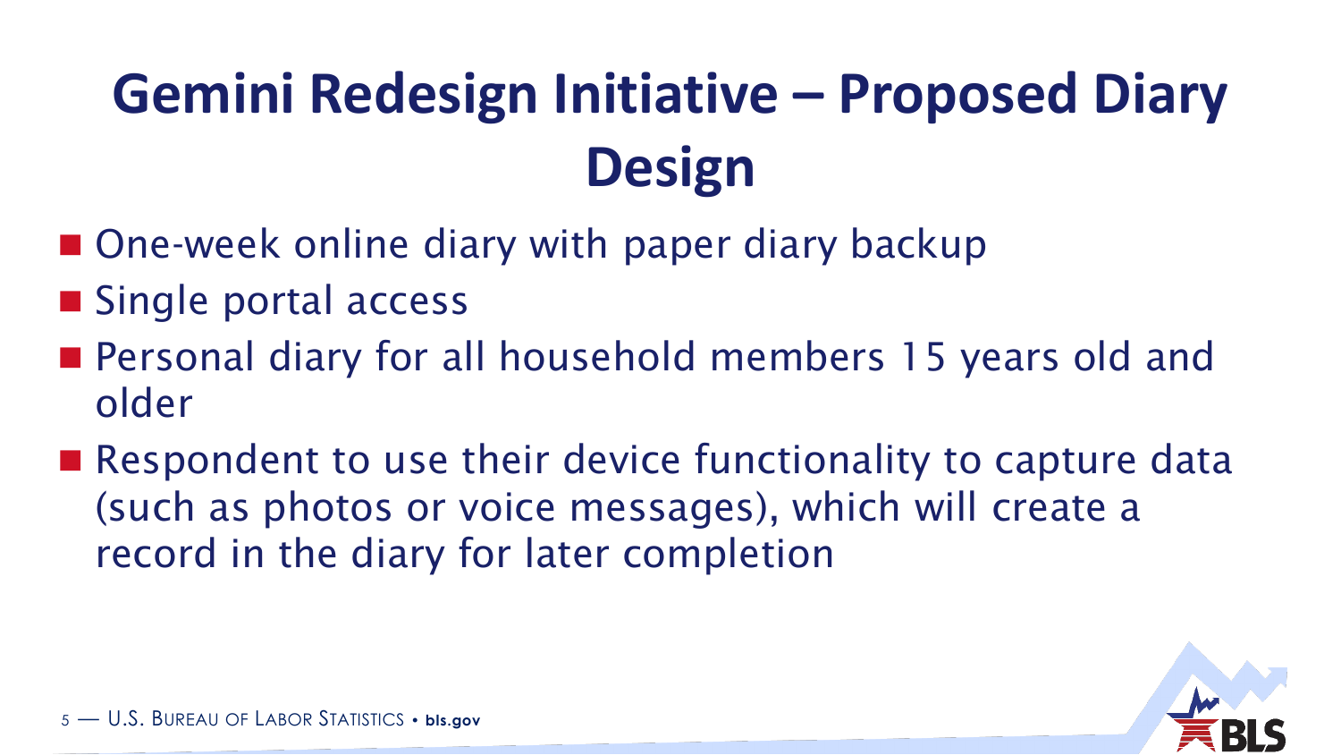# Gemini Redesign Initiative – Proposed Diary Design

- One-week online diary with paper diary backup
- Single portal access
- Personal diary for all household members 15 years old and older
- Respondent to use their device functionality to capture data (such as photos or voice messages), which will create a record in the diary for later completion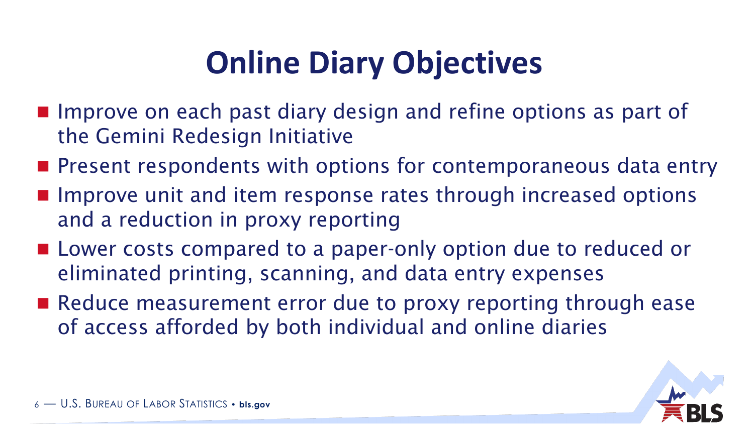# Online Diary Objectives

- Improve on each past diary design and refine options as part of the Gemini Redesign Initiative
- Present respondents with options for contemporaneous data entry
- Improve unit and item response rates through increased options and a reduction in proxy reporting
- Lower costs compared to a paper-only option due to reduced or eliminated printing, scanning, and data entry expenses
- Reduce measurement error due to proxy reporting through ease of access afforded by both individual and online diaries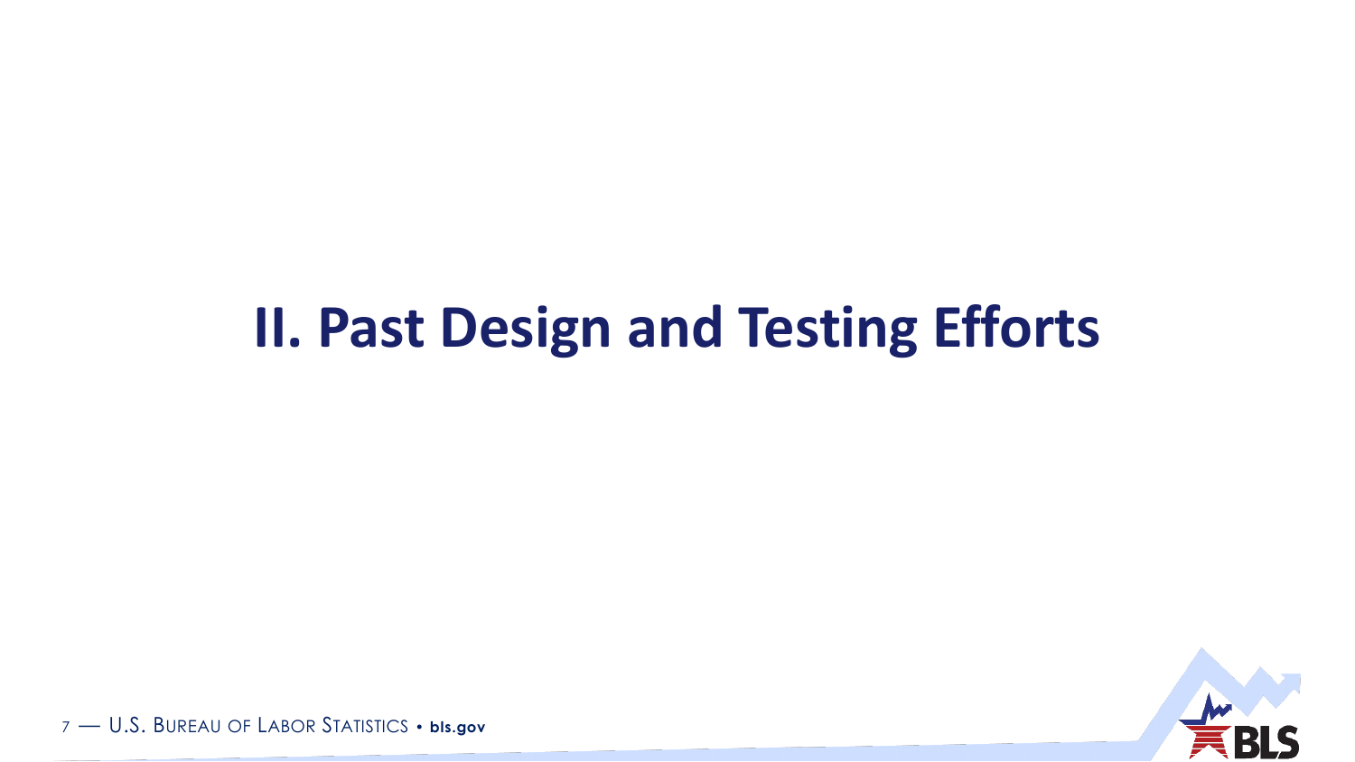# II. Past Design and Testing Efforts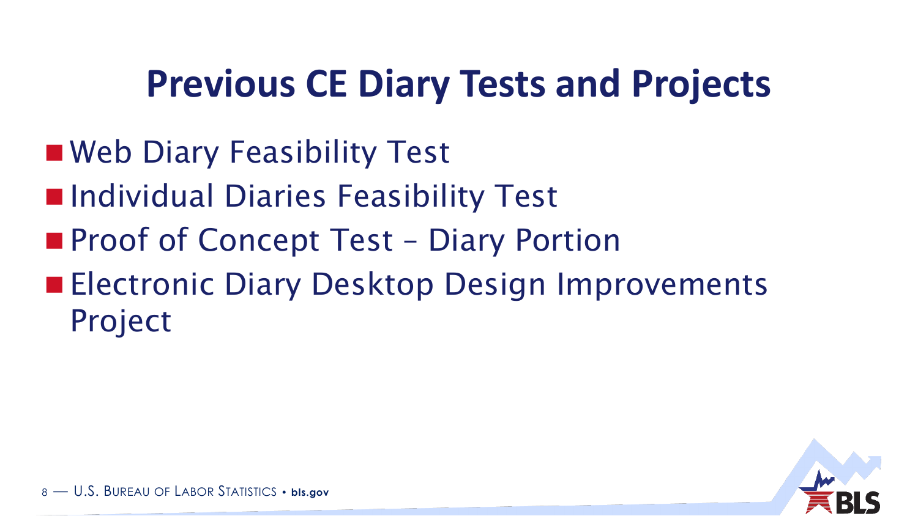# Previous CE Diary Tests and Projects

- Web Diary Feasibility Test
- Individual Diaries Feasibility Test
- Proof of Concept Test – Diary Portion
- Electronic Diary Desktop Design Improvements Project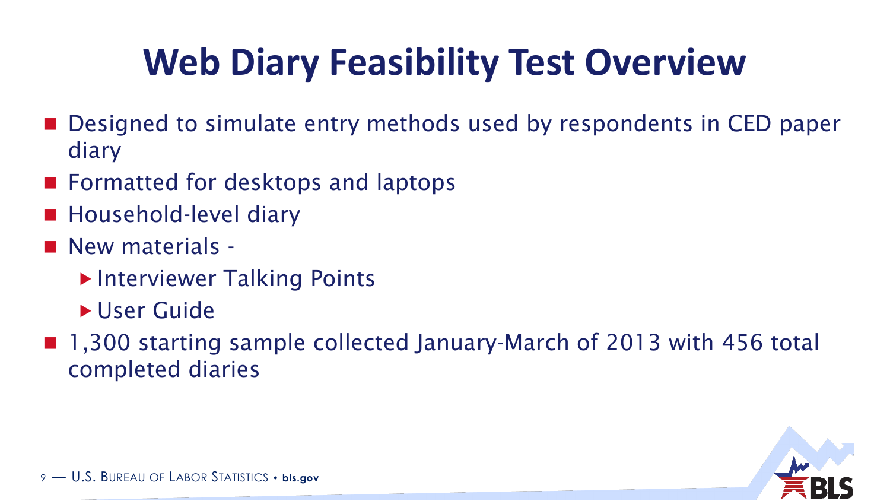# Web Diary Feasibility Test Overview

- Designed to simulate entry methods used by respondents in CED paper diary
- Formatted for desktops and laptops
- Household-level diary
- New materials -
  - Interviewer Talking Points
  - User Guide
- 1,300 starting sample collected January-March of 2013 with 456 total completed diaries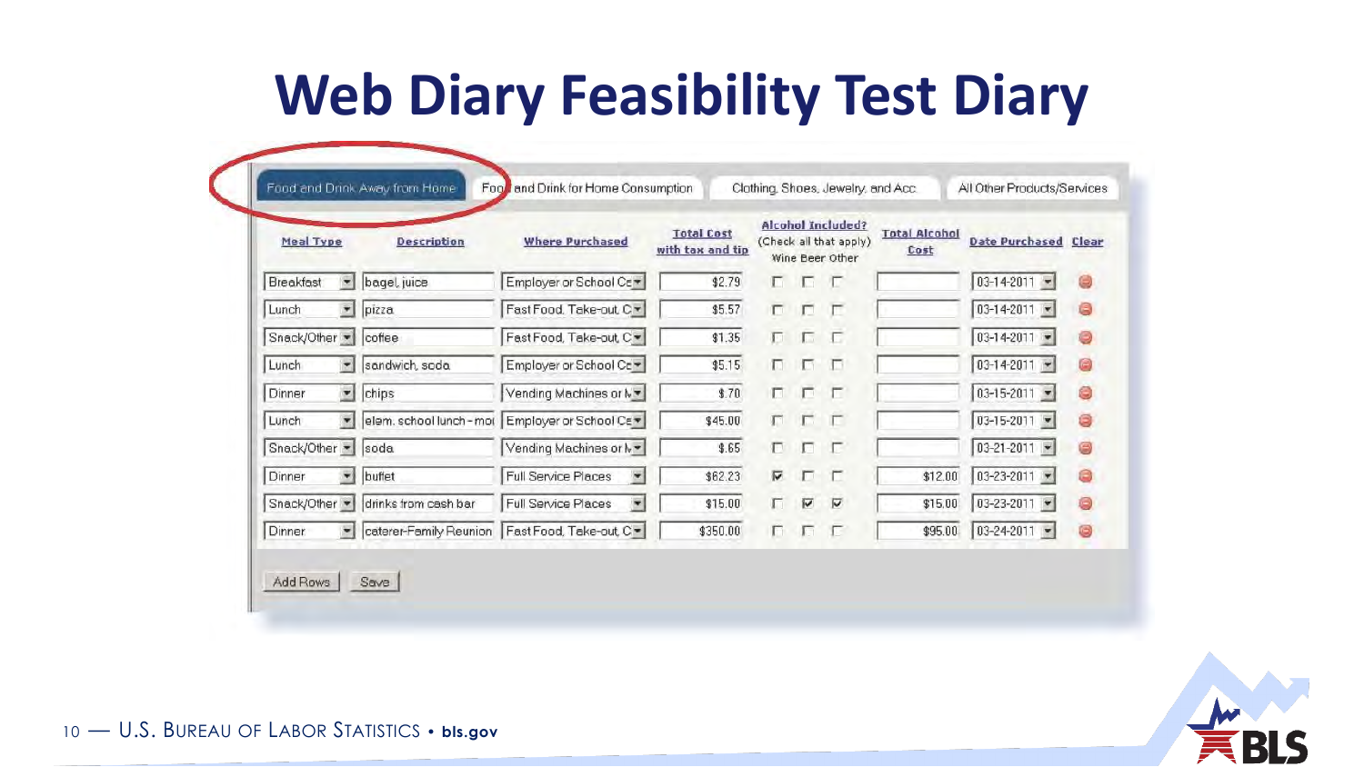# Web Diary Feasibility Test Diary

Food and Drink Away from Home | Food and Drink for Home Consumption | Clothing, Shoes, Jewelry, and Acc. | All Other Products/Services

| Meal Type | Description | Where Purchased | Total Cost with tax and tip | Alcohol Included? (Check all that apply) Wine | Beer | Other | Total Alcohol Cost | Date Purchased | Clear |
|---|---|---|---|---|---|---|---|---|---|
| Breakfast | bagel, juice | Employer or School Ca | $2.79 | ☐ | ☐ | ☐ | | 03-14-2011 | |
| Lunch | pizza | Fast Food, Take-out, C | $5.57 | ☐ | ☐ | ☐ | | 03-14-2011 | |
| Snack/Other | coffee | Fast Food, Take-out, C | $1.35 | ☐ | ☐ | ☐ | | 03-14-2011 | |
| Lunch | sandwich, soda | Employer or School Ca | $5.15 | ☐ | ☐ | ☐ | | 03-14-2011 | |
| Dinner | chips | Vending Machines or M | $.70 | ☐ | ☐ | ☐ | | 03-15-2011 | |
| Lunch | elem. school lunch - mo | Employer or School Ca | $45.00 | ☐ | ☐ | ☐ | | 03-15-2011 | |
| Snack/Other | soda | Vending Machines or M | $.65 | ☐ | ☐ | ☐ | | 03-21-2011 | |
| Dinner | buffet | Full Service Places | $62.23 | ☑ | ☐ | ☐ | $12.00 | 03-23-2011 | |
| Snack/Other | drinks from cash bar | Full Service Places | $15.00 | ☐ | ☑ | ☑ | $15.00 | 03-23-2011 | |
| Dinner | caterer-Family Reunion | Fast Food, Take-out, C | $350.00 | ☐ | ☐ | ☐ | $95.00 | 03-24-2011 | |

Add Rows | Save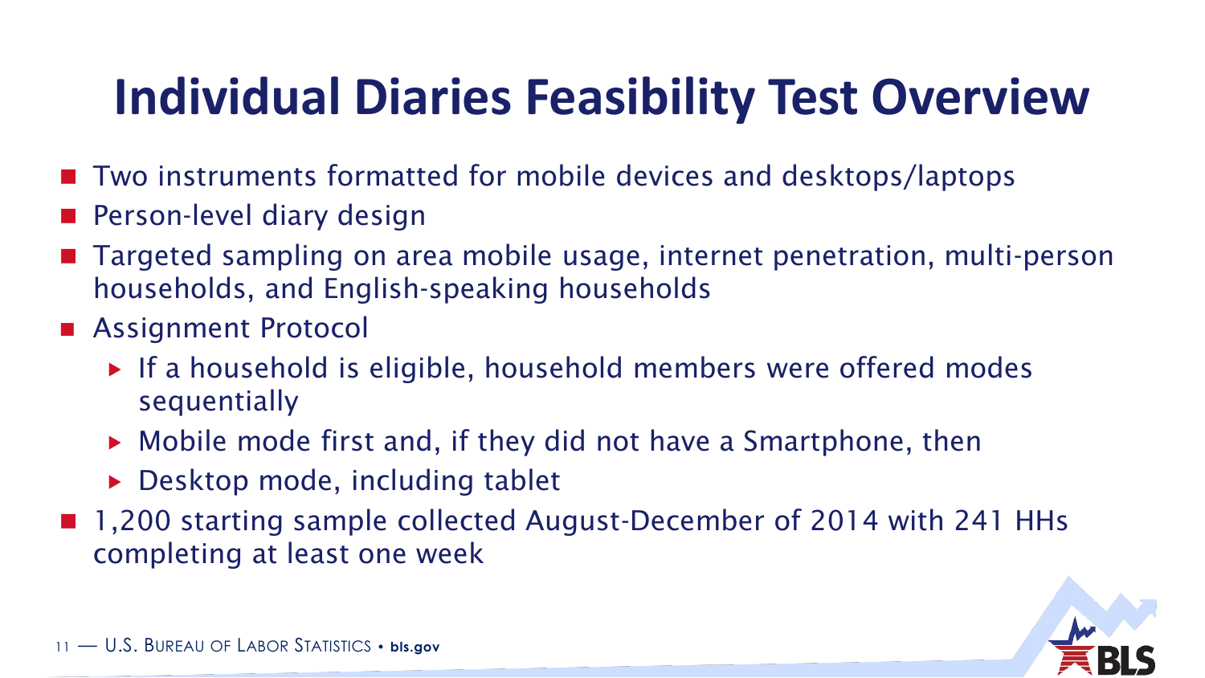# Individual Diaries Feasibility Test Overview

- Two instruments formatted for mobile devices and desktops/laptops
- Person-level diary design
- Targeted sampling on area mobile usage, internet penetration, multi-person households, and English-speaking households
- Assignment Protocol
  - If a household is eligible, household members were offered modes sequentially
  - Mobile mode first and, if they did not have a Smartphone, then
  - Desktop mode, including tablet
- 1,200 starting sample collected August-December of 2014 with 241 HHs completing at least one week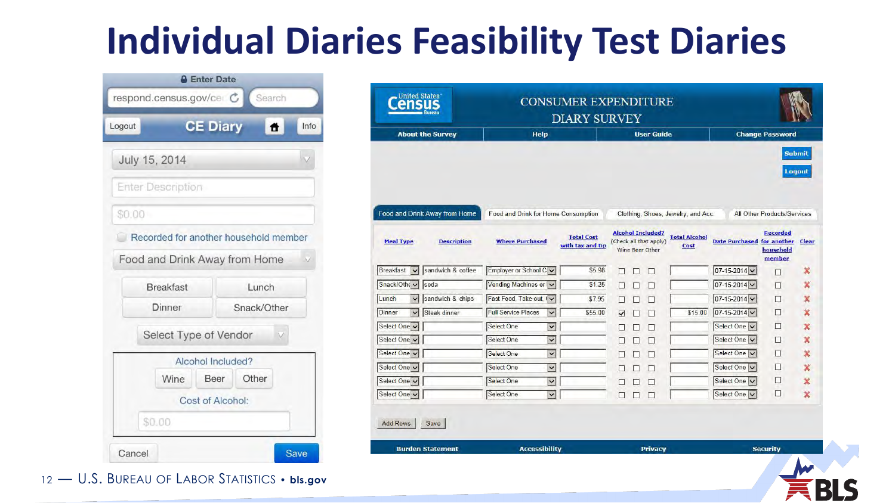# Individual Diaries Feasibility Test Diaries

Enter Date

respond.census.gov/ce

Search

Logout | CE Diary | Info

July 15, 2014

Enter Description

$0.00

Recorded for another household member

Food and Drink Away from Home

Breakfast | Lunch
Dinner | Snack/Other

Select Type of Vendor

Alcohol Included?

Wine | Beer | Other

Cost of Alcohol:

$0.00

Cancel | Save

United States Census Bureau

CONSUMER EXPENDITURE DIARY SURVEY

About the Survey | Help | User Guide | Change Password

Submit

Logout

Food and Drink Away from Home | Food and Drink for Home Consumption | Clothing, Shoes, Jewelry, and Acc | All Other Products/Services

| Meal Type | Description | Where Purchased | Total Cost with tax and tip | Alcohol Included? (Check all that apply) Wine Beer Other | Total Alcohol Cost | Date Purchased | Recorded for another household member | Clear |
|---|---|---|---|---|---|---|---|---|
| Breakfast | sandwich & coffee | Employer or School C | $5.98 | | | 07-15-2014 | | |
| Snack/Other | soda | Vending Machines or | $1.25 | | | 07-15-2014 | | |
| Lunch | sandwich & chips | Fast Food, Take-out | $7.95 | | | 07-15-2014 | | |
| Dinner | Steak dinner | Full Service Places | $55.00 | Wine | $15.00 | 07-15-2014 | | |
| Select One | | Select One | | | | Select One | | |
| Select One | | Select One | | | | Select One | | |
| Select One | | Select One | | | | Select One | | |
| Select One | | Select One | | | | Select One | | |
| Select One | | Select One | | | | Select One | | |
| Select One | | Select One | | | | Select One | | |

Add Rows | Save

Burden Statement | Accessibility | Privacy | Security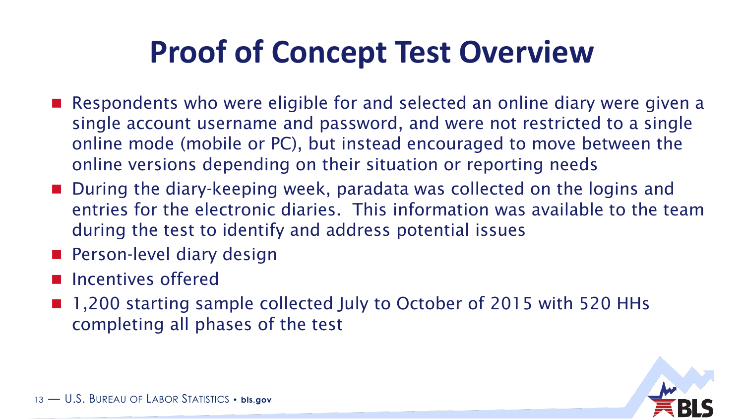# Proof of Concept Test Overview

- Respondents who were eligible for and selected an online diary were given a single account username and password, and were not restricted to a single online mode (mobile or PC), but instead encouraged to move between the online versions depending on their situation or reporting needs
- During the diary-keeping week, paradata was collected on the logins and entries for the electronic diaries. This information was available to the team during the test to identify and address potential issues
- Person-level diary design
- Incentives offered
- 1,200 starting sample collected July to October of 2015 with 520 HHs completing all phases of the test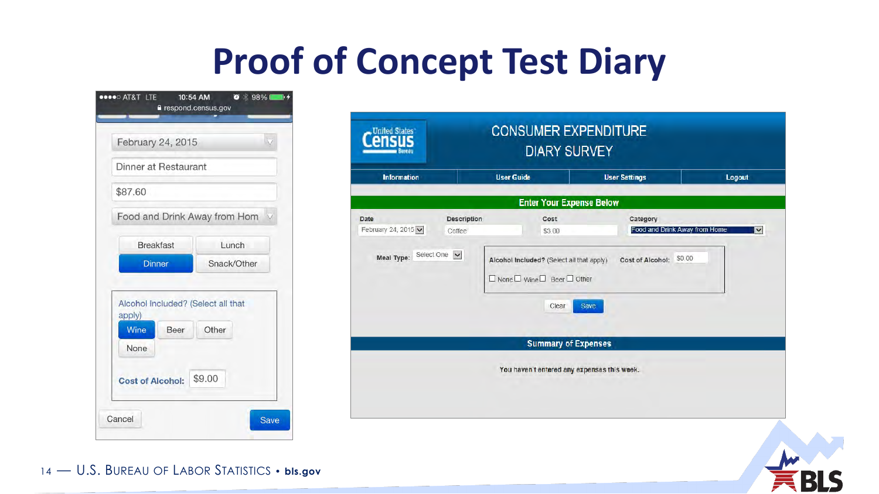# Proof of Concept Test Diary

February 24, 2015

Dinner at Restaurant

$87.60

Food and Drink Away from Hom

Breakfast | Lunch | Dinner | Snack/Other

Alcohol Included? (Select all that apply)

Wine | Beer | Other | None

Cost of Alcohol: $9.00

Cancel | Save

CONSUMER EXPENDITURE DIARY SURVEY

Information | User Guide | User Settings | Logout

Enter Your Expense Below

| Date | Description | Cost | Category |
| --- | --- | --- | --- |
| February 24, 2015 | Coffee | $3.00 | Food and Drink Away from Home |

Meal Type: Select One

Alcohol Included? (Select all that apply) None Wine Beer Other

Cost of Alcohol: $0.00

Clear | Save

Summary of Expenses

You haven't entered any expenses this week.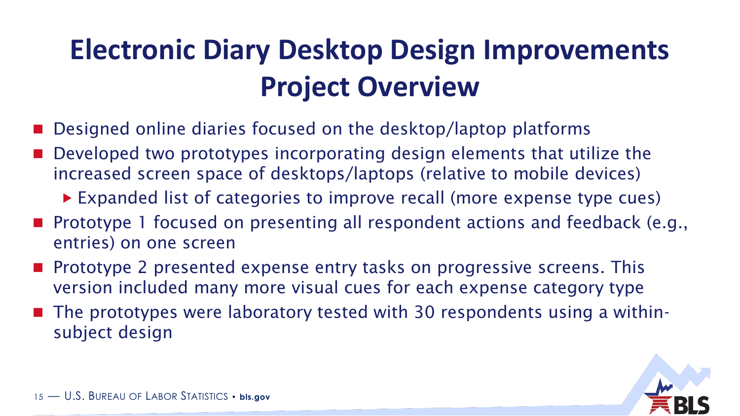# Electronic Diary Desktop Design Improvements Project Overview

- Designed online diaries focused on the desktop/laptop platforms
- Developed two prototypes incorporating design elements that utilize the increased screen space of desktops/laptops (relative to mobile devices)
  - Expanded list of categories to improve recall (more expense type cues)
- Prototype 1 focused on presenting all respondent actions and feedback (e.g., entries) on one screen
- Prototype 2 presented expense entry tasks on progressive screens. This version included many more visual cues for each expense category type
- The prototypes were laboratory tested with 30 respondents using a within-subject design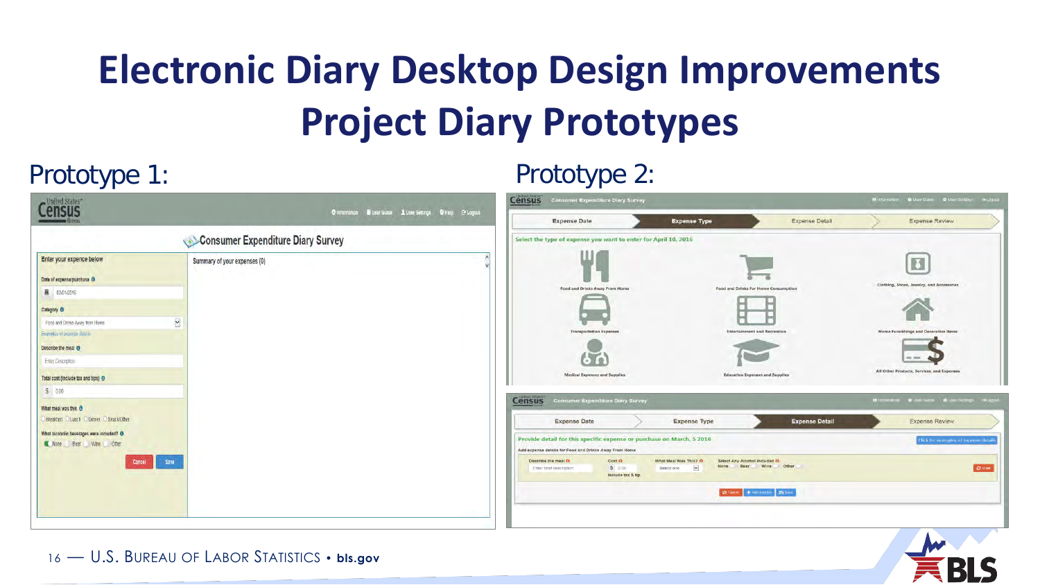# Electronic Diary Desktop Design Improvements

# Project Diary Prototypes

## Prototype 1:

## Prototype 2: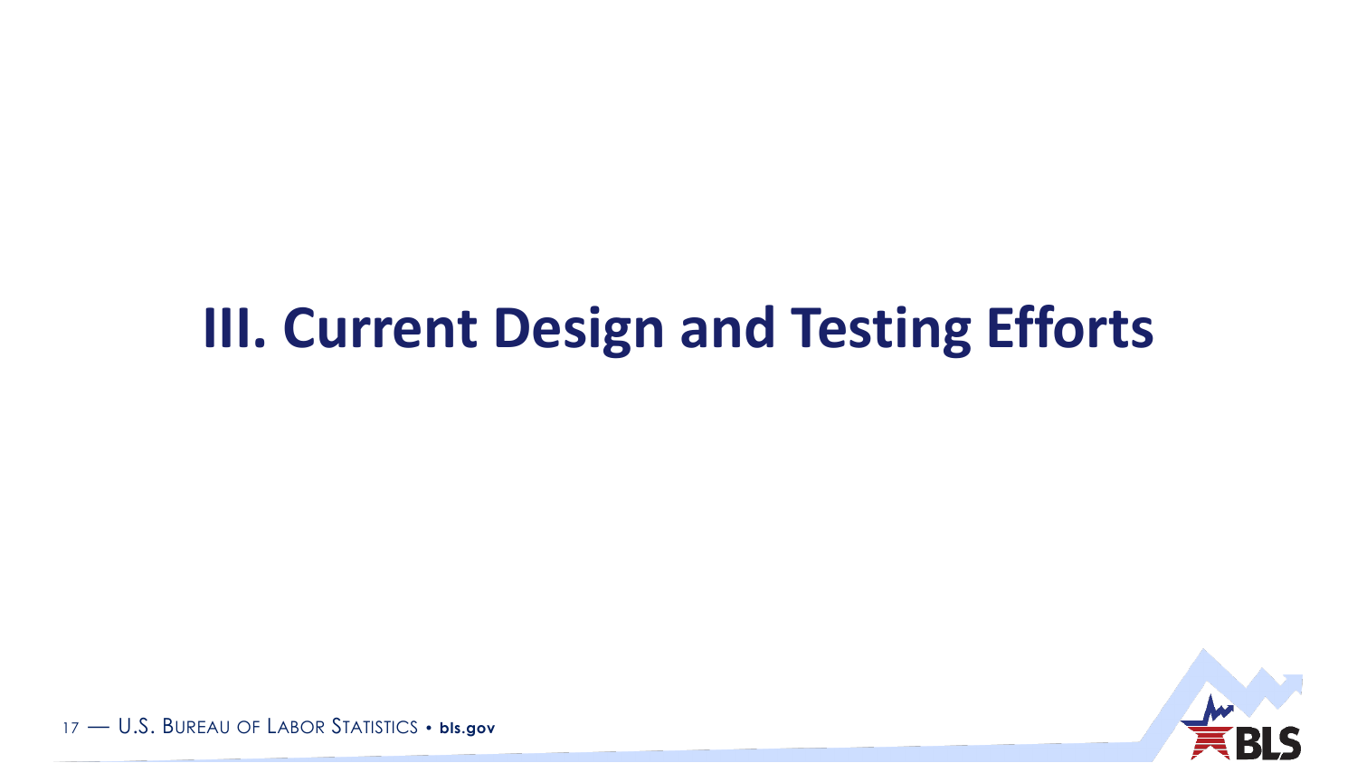# III. Current Design and Testing Efforts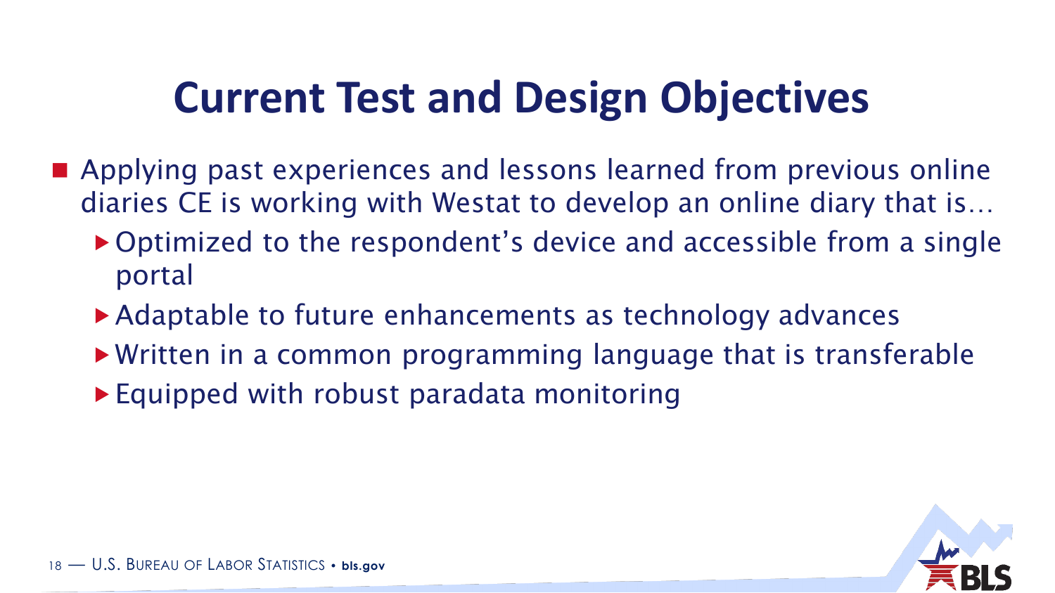# Current Test and Design Objectives

- Applying past experiences and lessons learned from previous online diaries CE is working with Westat to develop an online diary that is…
  - Optimized to the respondent's device and accessible from a single portal
  - Adaptable to future enhancements as technology advances
  - Written in a common programming language that is transferable
  - Equipped with robust paradata monitoring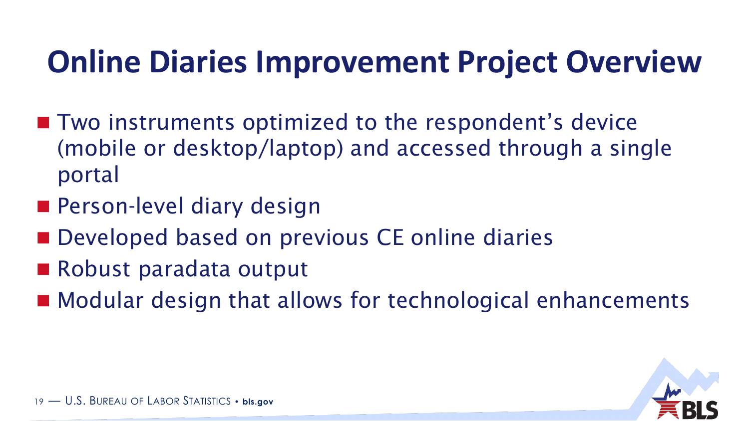# Online Diaries Improvement Project Overview

- Two instruments optimized to the respondent's device (mobile or desktop/laptop) and accessed through a single portal
- Person-level diary design
- Developed based on previous CE online diaries
- Robust paradata output
- Modular design that allows for technological enhancements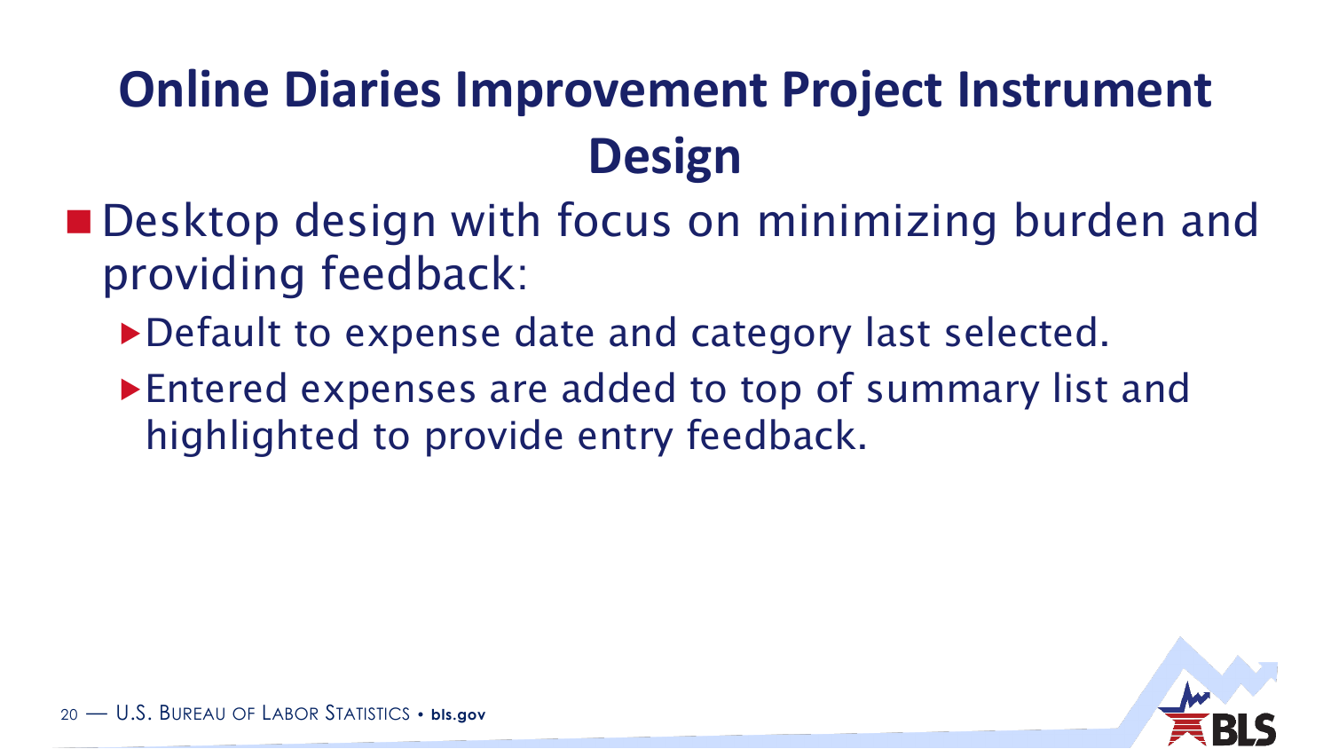# Online Diaries Improvement Project Instrument Design

- Desktop design with focus on minimizing burden and providing feedback:
  - Default to expense date and category last selected.
  - Entered expenses are added to top of summary list and highlighted to provide entry feedback.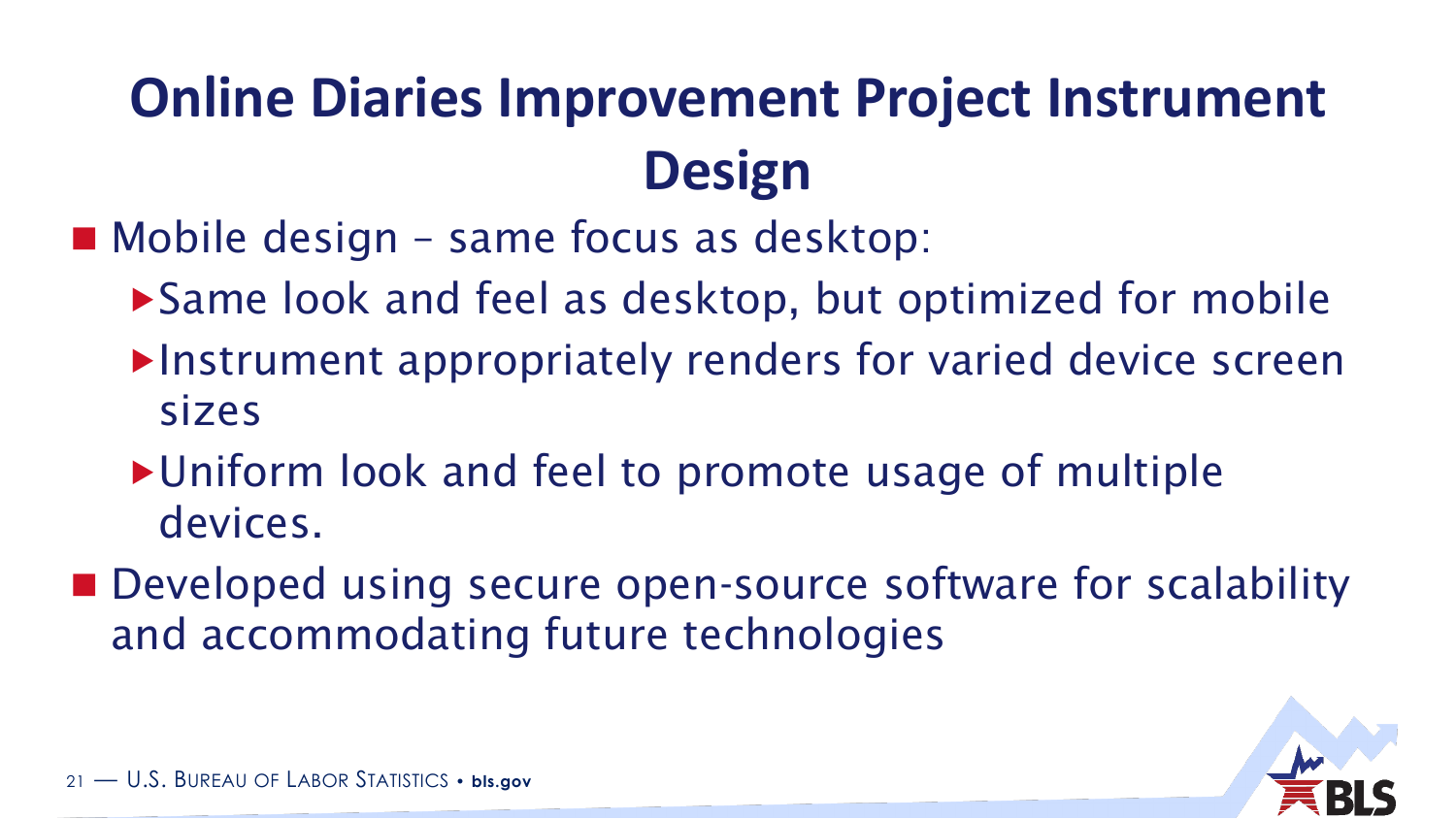# Online Diaries Improvement Project Instrument Design

- Mobile design – same focus as desktop:
  - Same look and feel as desktop, but optimized for mobile
  - Instrument appropriately renders for varied device screen sizes
  - Uniform look and feel to promote usage of multiple devices.
- Developed using secure open-source software for scalability and accommodating future technologies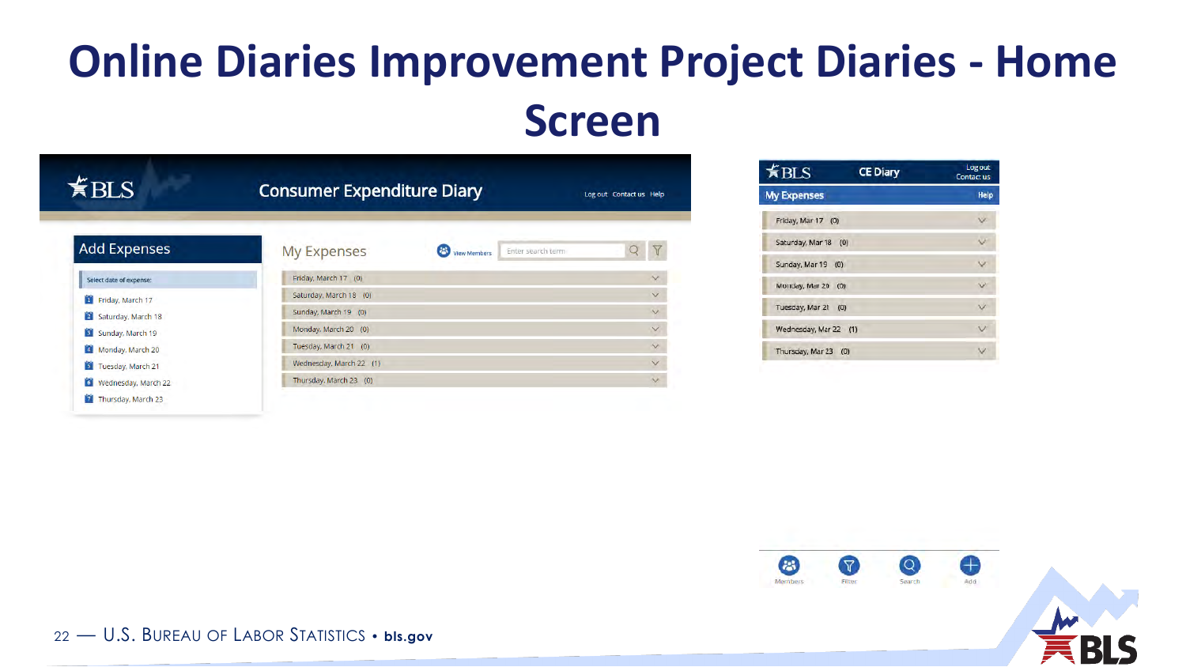# Online Diaries Improvement Project Diaries - Home Screen

**BLS — Consumer Expenditure Diary** (Log out · Contact us · Help)

**Add Expenses**

Select date of expense:

- Friday, March 17
- Saturday, March 18
- Sunday, March 19
- Monday, March 20
- Tuesday, March 21
- Wednesday, March 22
- Thursday, March 23

**My Expenses** — View Members — Enter search term

- Friday, March 17 (0)
- Saturday, March 18 (0)
- Sunday, March 19 (0)
- Monday, March 20 (0)
- Tuesday, March 21 (0)
- Wednesday, March 22 (1)
- Thursday, March 23 (0)

**BLS — CE Diary** (Log out · Contact us)

**My Expenses** — Help

- Friday, Mar 17 (0)
- Saturday, Mar 18 (0)
- Sunday, Mar 19 (0)
- Monday, Mar 20 (0)
- Tuesday, Mar 21 (0)
- Wednesday, Mar 22 (1)
- Thursday, Mar 23 (0)

Members · Filter · Search · Add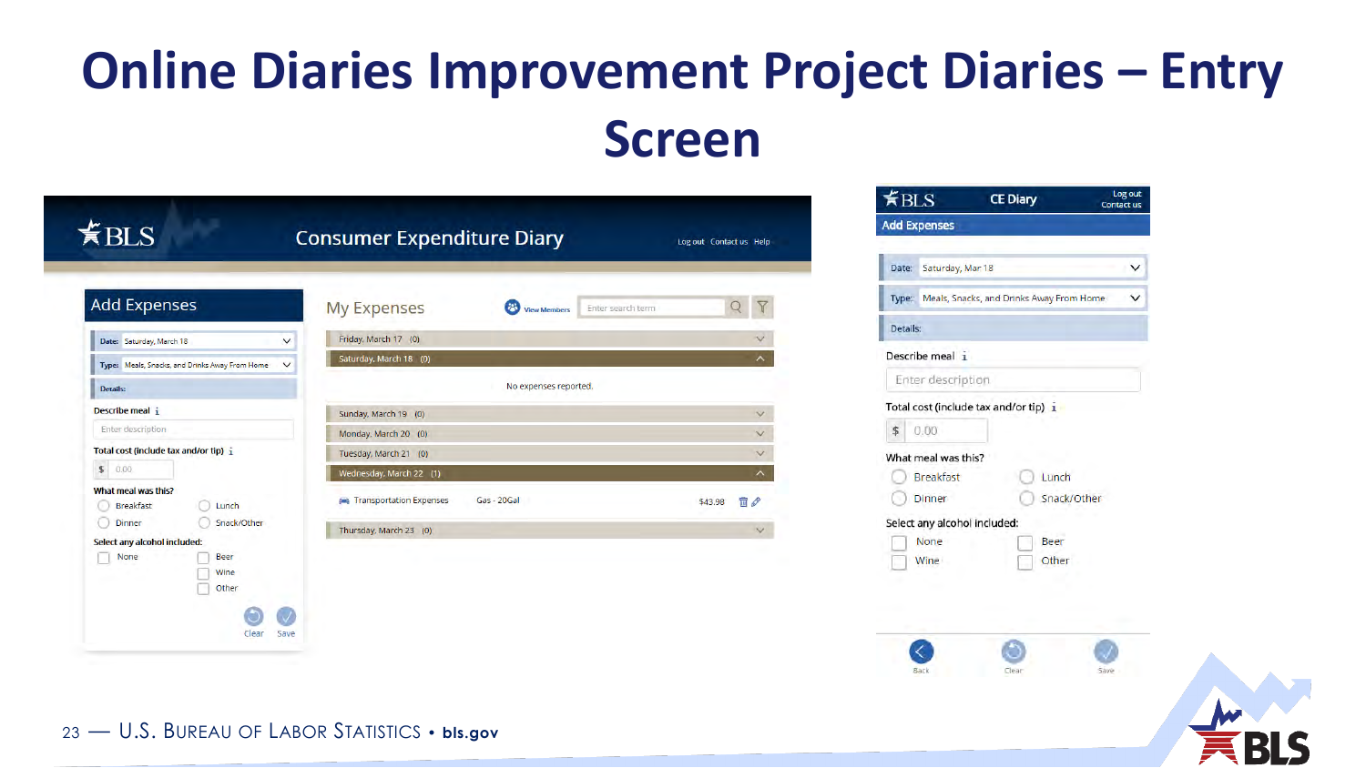# Online Diaries Improvement Project Diaries – Entry Screen

BLS

Consumer Expenditure Diary

Log out Contact us Help

## Add Expenses

Date: Saturday, March 18

Type: Meals, Snacks, and Drinks Away From Home

Details:

Describe meal

Enter description

Total cost (include tax and/or tip)

$ 0.00

What meal was this?

- Breakfast
- Lunch
- Dinner
- Snack/Other

Select any alcohol included:

- None
- Beer
- Wine
- Other

Clear Save

## My Expenses

View Members

Enter search term

Friday, March 17 (0)

Saturday, March 18 (0)

No expenses reported.

Sunday, March 19 (0)

Monday, March 20 (0)

Tuesday, March 21 (0)

Wednesday, March 22 (1)

| Transportation Expenses | Gas - 20Gal | $43.98 |
|---|---|---|

Thursday, March 23 (0)

BLS CE Diary

Log out Contact us

Add Expenses

Date: Saturday, Mar 18

Type: Meals, Snacks, and Drinks Away From Home

Details:

Describe meal

Enter description

Total cost (include tax and/or tip)

$ 0.00

What meal was this?

- Breakfast
- Lunch
- Dinner
- Snack/Other

Select any alcohol included:

- None
- Beer
- Wine
- Other

Back Clear Save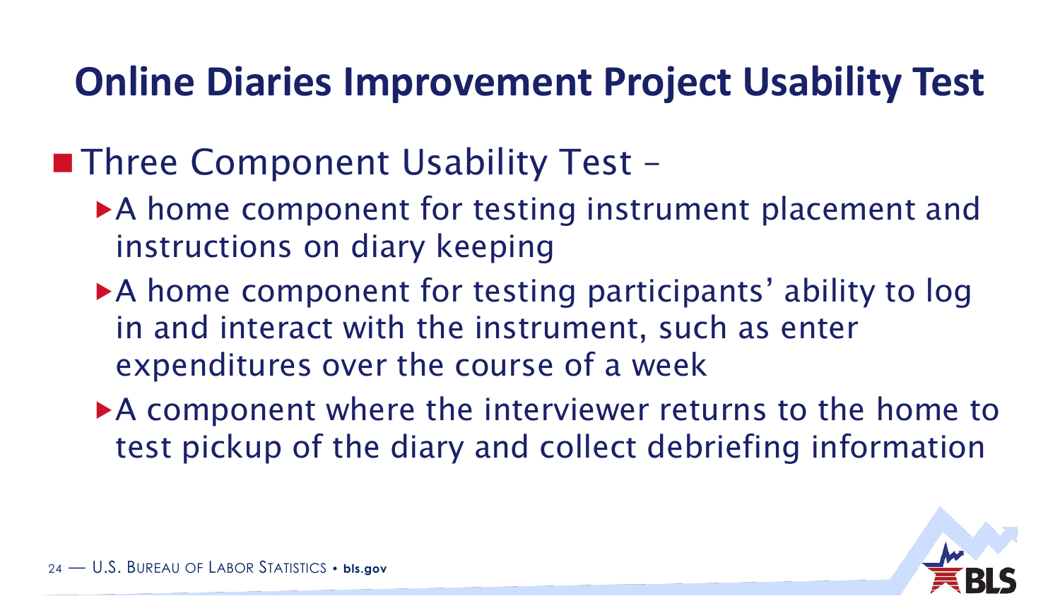# Online Diaries Improvement Project Usability Test

- Three Component Usability Test –
  - A home component for testing instrument placement and instructions on diary keeping
  - A home component for testing participants' ability to log in and interact with the instrument, such as enter expenditures over the course of a week
  - A component where the interviewer returns to the home to test pickup of the diary and collect debriefing information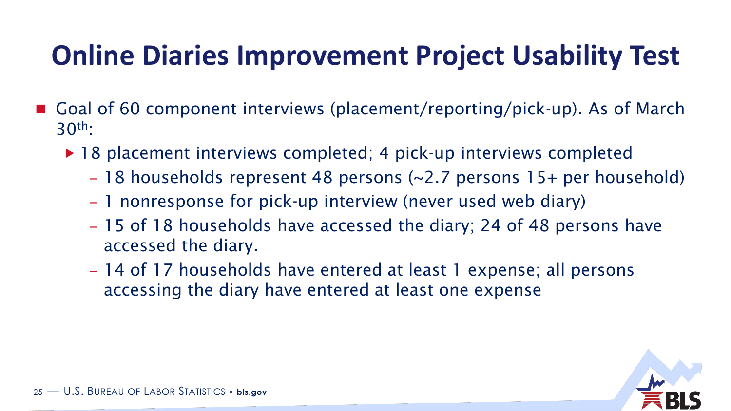# Online Diaries Improvement Project Usability Test

- Goal of 60 component interviews (placement/reporting/pick-up). As of March 30th:
  - 18 placement interviews completed; 4 pick-up interviews completed
    - 18 households represent 48 persons (~2.7 persons 15+ per household)
    - 1 nonresponse for pick-up interview (never used web diary)
    - 15 of 18 households have accessed the diary; 24 of 48 persons have accessed the diary.
    - 14 of 17 households have entered at least 1 expense; all persons accessing the diary have entered at least one expense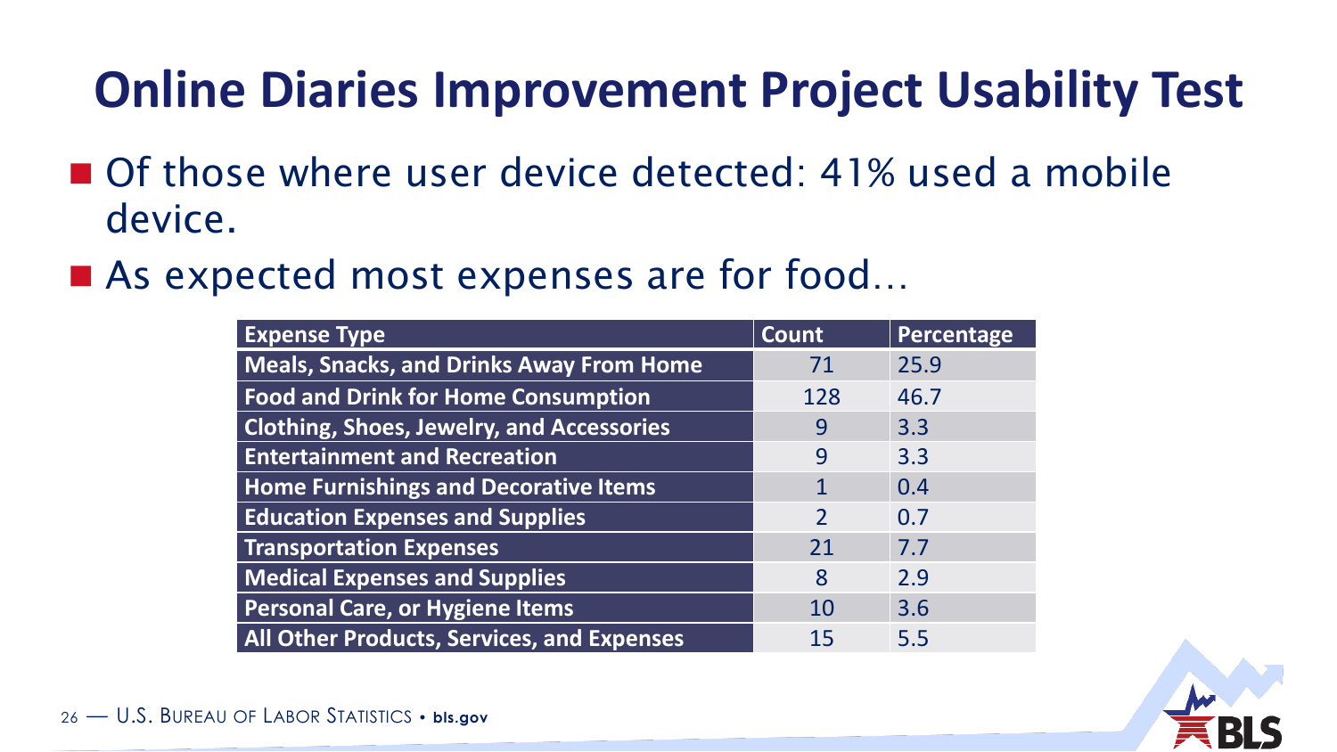# Online Diaries Improvement Project Usability Test

- Of those where user device detected: 41% used a mobile device.
- As expected most expenses are for food…

| Expense Type | Count | Percentage |
|---|---|---|
| Meals, Snacks, and Drinks Away From Home | 71 | 25.9 |
| Food and Drink for Home Consumption | 128 | 46.7 |
| Clothing, Shoes, Jewelry, and Accessories | 9 | 3.3 |
| Entertainment and Recreation | 9 | 3.3 |
| Home Furnishings and Decorative Items | 1 | 0.4 |
| Education Expenses and Supplies | 2 | 0.7 |
| Transportation Expenses | 21 | 7.7 |
| Medical Expenses and Supplies | 8 | 2.9 |
| Personal Care, or Hygiene Items | 10 | 3.6 |
| All Other Products, Services, and Expenses | 15 | 5.5 |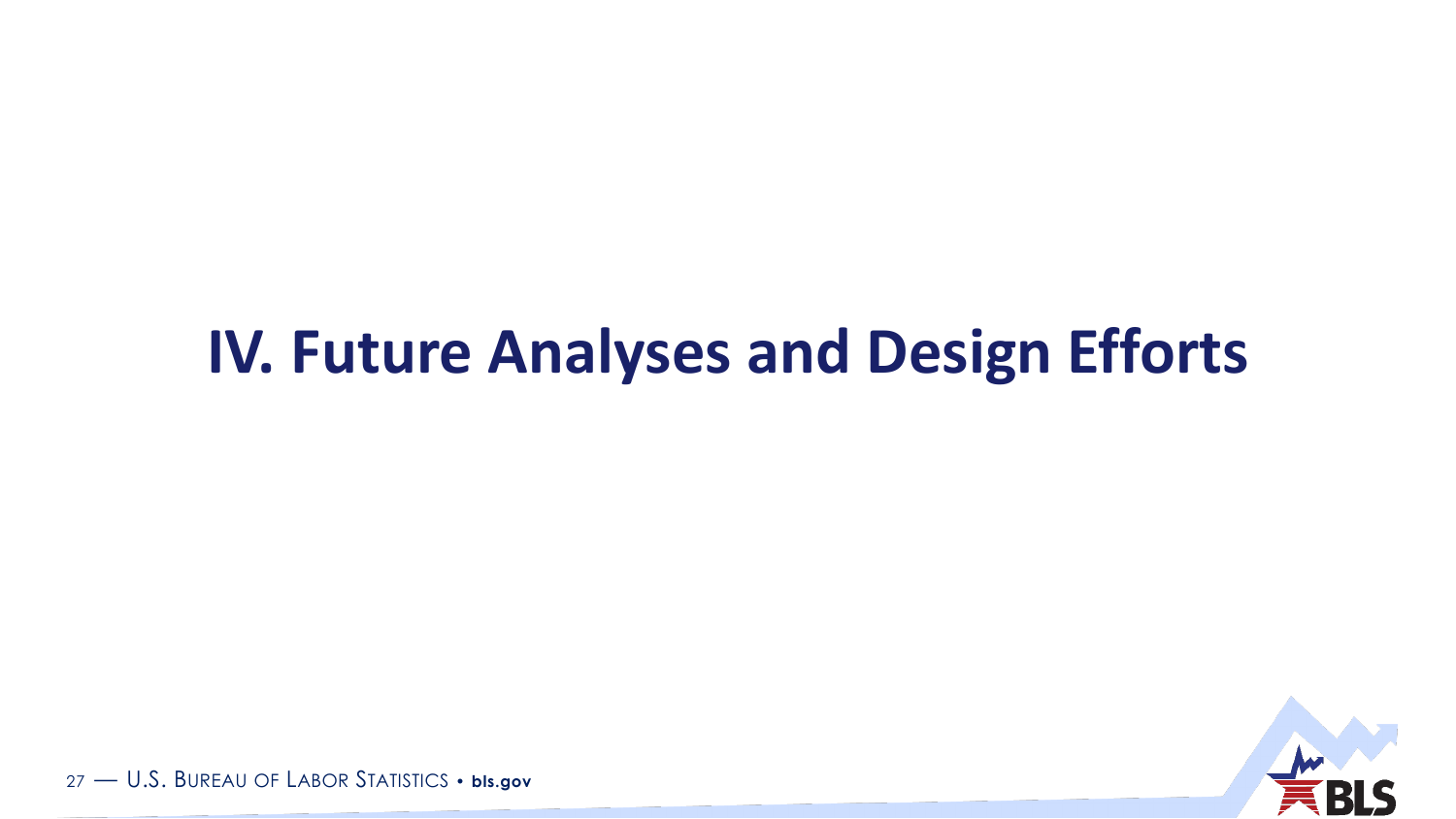# IV. Future Analyses and Design Efforts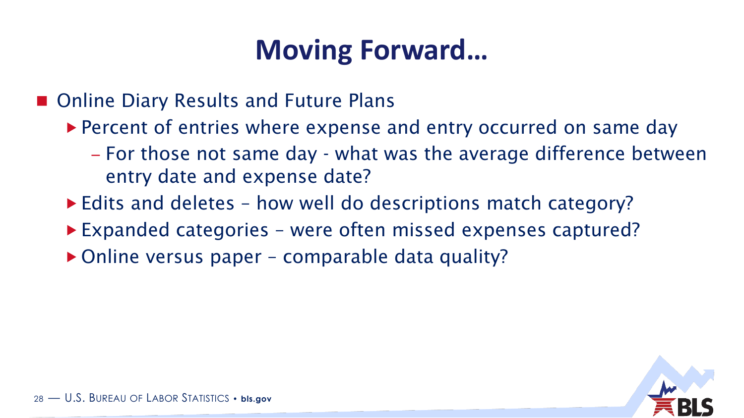# Moving Forward…

- Online Diary Results and Future Plans
  - Percent of entries where expense and entry occurred on same day
    - For those not same day - what was the average difference between entry date and expense date?
  - Edits and deletes – how well do descriptions match category?
  - Expanded categories – were often missed expenses captured?
  - Online versus paper – comparable data quality?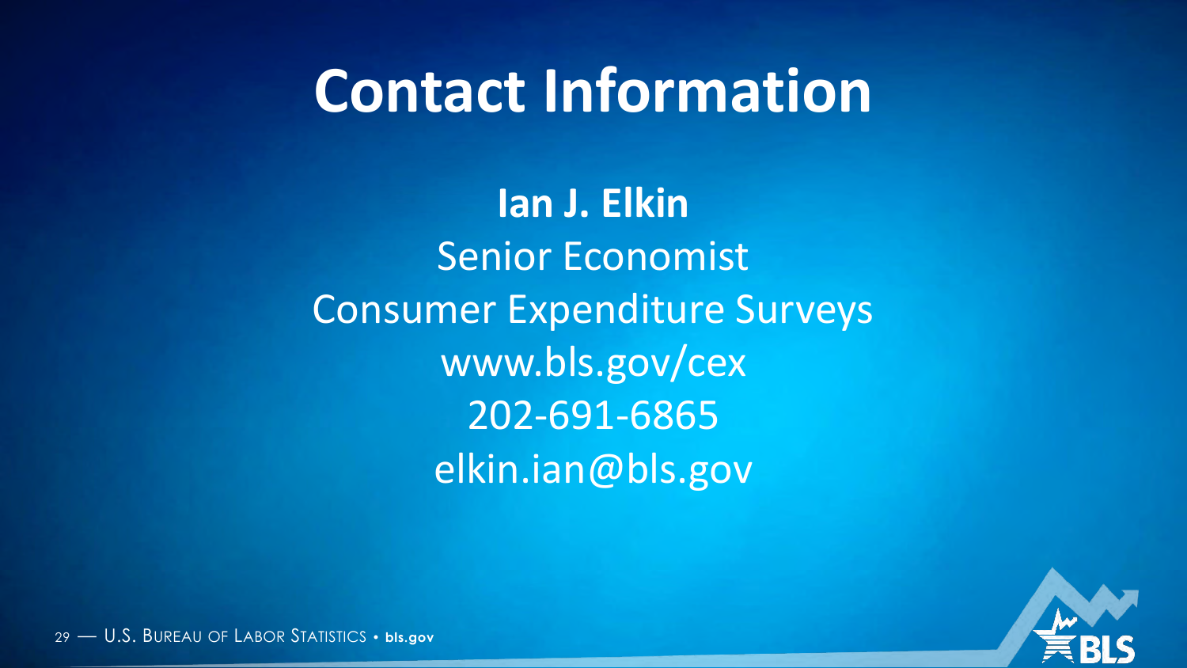# Contact Information

**Ian J. Elkin**

Senior Economist

Consumer Expenditure Surveys

www.bls.gov/cex

202-691-6865

elkin.ian@bls.gov